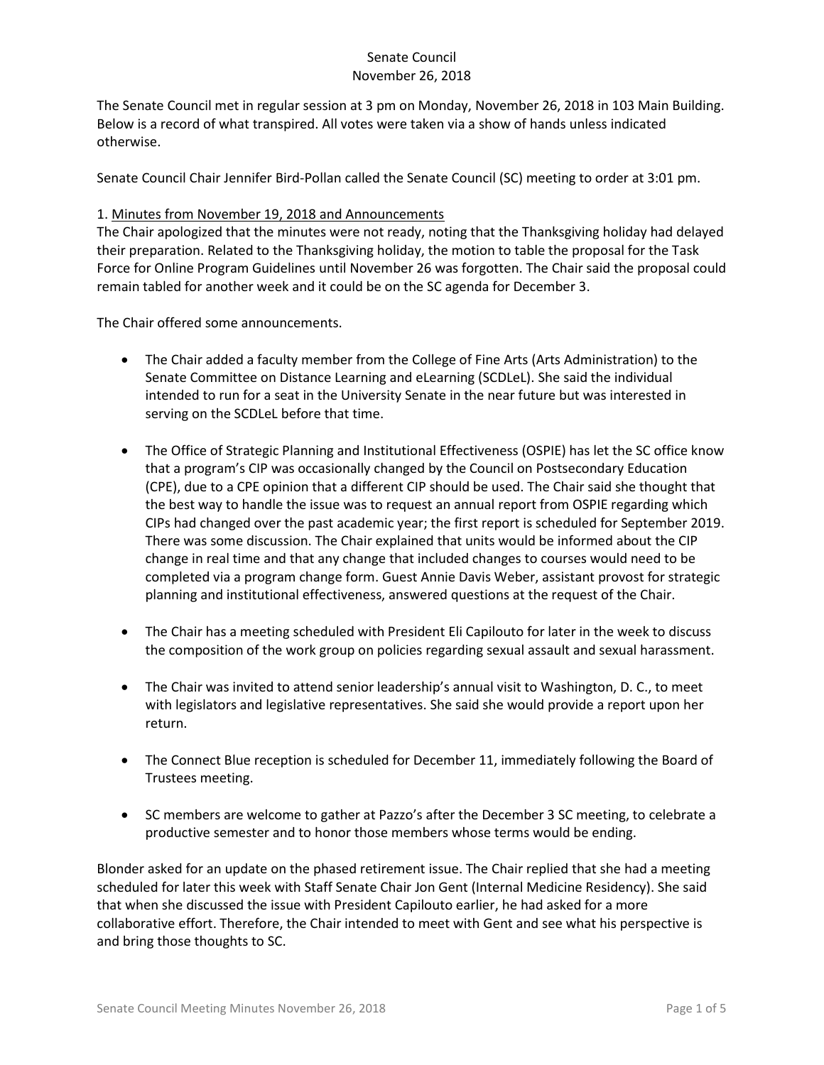Senate Council
November 26, 2018

The Senate Council met in regular session at 3 pm on Monday, November 26, 2018 in 103 Main Building. Below is a record of what transpired. All votes were taken via a show of hands unless indicated otherwise.

Senate Council Chair Jennifer Bird-Pollan called the Senate Council (SC) meeting to order at 3:01 pm.

1. Minutes from November 19, 2018 and Announcements

The Chair apologized that the minutes were not ready, noting that the Thanksgiving holiday had delayed their preparation. Related to the Thanksgiving holiday, the motion to table the proposal for the Task Force for Online Program Guidelines until November 26 was forgotten. The Chair said the proposal could remain tabled for another week and it could be on the SC agenda for December 3.

The Chair offered some announcements.

- The Chair added a faculty member from the College of Fine Arts (Arts Administration) to the Senate Committee on Distance Learning and eLearning (SCDLeL). She said the individual intended to run for a seat in the University Senate in the near future but was interested in serving on the SCDLeL before that time.

- The Office of Strategic Planning and Institutional Effectiveness (OSPIE) has let the SC office know that a program's CIP was occasionally changed by the Council on Postsecondary Education (CPE), due to a CPE opinion that a different CIP should be used. The Chair said she thought that the best way to handle the issue was to request an annual report from OSPIE regarding which CIPs had changed over the past academic year; the first report is scheduled for September 2019. There was some discussion. The Chair explained that units would be informed about the CIP change in real time and that any change that included changes to courses would need to be completed via a program change form. Guest Annie Davis Weber, assistant provost for strategic planning and institutional effectiveness, answered questions at the request of the Chair.

- The Chair has a meeting scheduled with President Eli Capilouto for later in the week to discuss the composition of the work group on policies regarding sexual assault and sexual harassment.

- The Chair was invited to attend senior leadership's annual visit to Washington, D. C., to meet with legislators and legislative representatives. She said she would provide a report upon her return.

- The Connect Blue reception is scheduled for December 11, immediately following the Board of Trustees meeting.

- SC members are welcome to gather at Pazzo's after the December 3 SC meeting, to celebrate a productive semester and to honor those members whose terms would be ending.

Blonder asked for an update on the phased retirement issue. The Chair replied that she had a meeting scheduled for later this week with Staff Senate Chair Jon Gent (Internal Medicine Residency). She said that when she discussed the issue with President Capilouto earlier, he had asked for a more collaborative effort. Therefore, the Chair intended to meet with Gent and see what his perspective is and bring those thoughts to SC.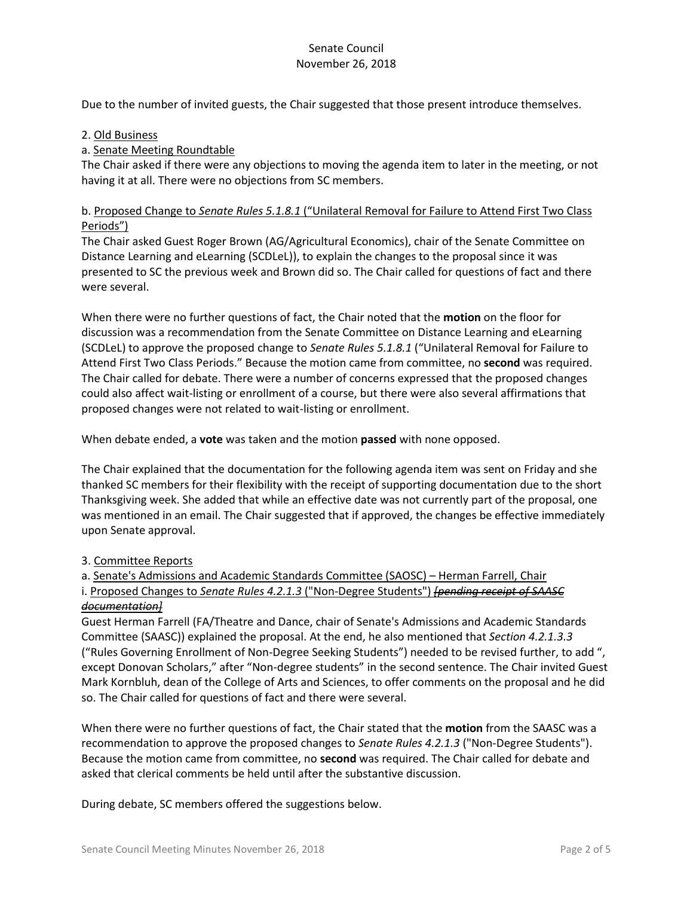Due to the number of invited guests, the Chair suggested that those present introduce themselves.

2. Old Business

a. Senate Meeting Roundtable

The Chair asked if there were any objections to moving the agenda item to later in the meeting, or not having it at all. There were no objections from SC members.

b. Proposed Change to *Senate Rules 5.1.8.1* ("Unilateral Removal for Failure to Attend First Two Class Periods")

The Chair asked Guest Roger Brown (AG/Agricultural Economics), chair of the Senate Committee on Distance Learning and eLearning (SCDLeL)), to explain the changes to the proposal since it was presented to SC the previous week and Brown did so. The Chair called for questions of fact and there were several.

When there were no further questions of fact, the Chair noted that the **motion** on the floor for discussion was a recommendation from the Senate Committee on Distance Learning and eLearning (SCDLeL) to approve the proposed change to *Senate Rules 5.1.8.1* ("Unilateral Removal for Failure to Attend First Two Class Periods." Because the motion came from committee, no **second** was required. The Chair called for debate. There were a number of concerns expressed that the proposed changes could also affect wait-listing or enrollment of a course, but there were also several affirmations that proposed changes were not related to wait-listing or enrollment.

When debate ended, a **vote** was taken and the motion **passed** with none opposed.

The Chair explained that the documentation for the following agenda item was sent on Friday and she thanked SC members for their flexibility with the receipt of supporting documentation due to the short Thanksgiving week. She added that while an effective date was not currently part of the proposal, one was mentioned in an email. The Chair suggested that if approved, the changes be effective immediately upon Senate approval.

3. Committee Reports

a. Senate's Admissions and Academic Standards Committee (SAOSC) – Herman Farrell, Chair

i. Proposed Changes to *Senate Rules 4.2.1.3* ("Non-Degree Students") ~~*[pending receipt of SAASC documentation]*~~

Guest Herman Farrell (FA/Theatre and Dance, chair of Senate's Admissions and Academic Standards Committee (SAASC)) explained the proposal. At the end, he also mentioned that *Section 4.2.1.3.3* ("Rules Governing Enrollment of Non-Degree Seeking Students") needed to be revised further, to add ", except Donovan Scholars," after "Non-degree students" in the second sentence. The Chair invited Guest Mark Kornbluh, dean of the College of Arts and Sciences, to offer comments on the proposal and he did so. The Chair called for questions of fact and there were several.

When there were no further questions of fact, the Chair stated that the **motion** from the SAASC was a recommendation to approve the proposed changes to *Senate Rules 4.2.1.3* ("Non-Degree Students"). Because the motion came from committee, no **second** was required. The Chair called for debate and asked that clerical comments be held until after the substantive discussion.

During debate, SC members offered the suggestions below.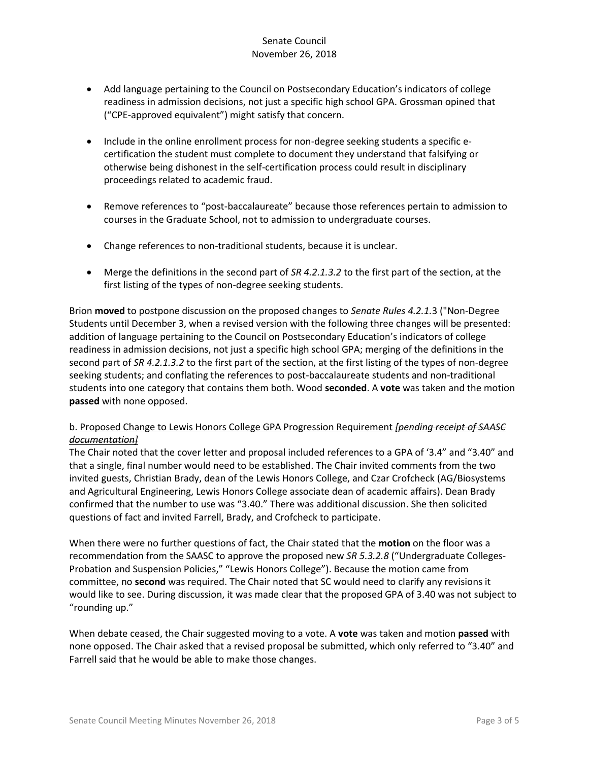- Add language pertaining to the Council on Postsecondary Education's indicators of college readiness in admission decisions, not just a specific high school GPA. Grossman opined that ("CPE-approved equivalent") might satisfy that concern.

- Include in the online enrollment process for non-degree seeking students a specific e-certification the student must complete to document they understand that falsifying or otherwise being dishonest in the self-certification process could result in disciplinary proceedings related to academic fraud.

- Remove references to "post-baccalaureate" because those references pertain to admission to courses in the Graduate School, not to admission to undergraduate courses.

- Change references to non-traditional students, because it is unclear.

- Merge the definitions in the second part of *SR 4.2.1.3.2* to the first part of the section, at the first listing of the types of non-degree seeking students.

Brion **moved** to postpone discussion on the proposed changes to *Senate Rules 4.2.1.*3 ("Non-Degree Students until December 3, when a revised version with the following three changes will be presented: addition of language pertaining to the Council on Postsecondary Education's indicators of college readiness in admission decisions, not just a specific high school GPA; merging of the definitions in the second part of *SR 4.2.1.3.2* to the first part of the section, at the first listing of the types of non-degree seeking students; and conflating the references to post-baccalaureate students and non-traditional students into one category that contains them both. Wood **seconded**. A **vote** was taken and the motion **passed** with none opposed.

b. Proposed Change to Lewis Honors College GPA Progression Requirement ~~*[pending receipt of SAASC documentation]*~~

The Chair noted that the cover letter and proposal included references to a GPA of '3.4" and "3.40" and that a single, final number would need to be established. The Chair invited comments from the two invited guests, Christian Brady, dean of the Lewis Honors College, and Czar Crofcheck (AG/Biosystems and Agricultural Engineering, Lewis Honors College associate dean of academic affairs). Dean Brady confirmed that the number to use was "3.40." There was additional discussion. She then solicited questions of fact and invited Farrell, Brady, and Crofcheck to participate.

When there were no further questions of fact, the Chair stated that the **motion** on the floor was a recommendation from the SAASC to approve the proposed new *SR 5.3.2.8* ("Undergraduate Colleges-Probation and Suspension Policies," "Lewis Honors College"). Because the motion came from committee, no **second** was required. The Chair noted that SC would need to clarify any revisions it would like to see. During discussion, it was made clear that the proposed GPA of 3.40 was not subject to "rounding up."

When debate ceased, the Chair suggested moving to a vote. A **vote** was taken and motion **passed** with none opposed. The Chair asked that a revised proposal be submitted, which only referred to "3.40" and Farrell said that he would be able to make those changes.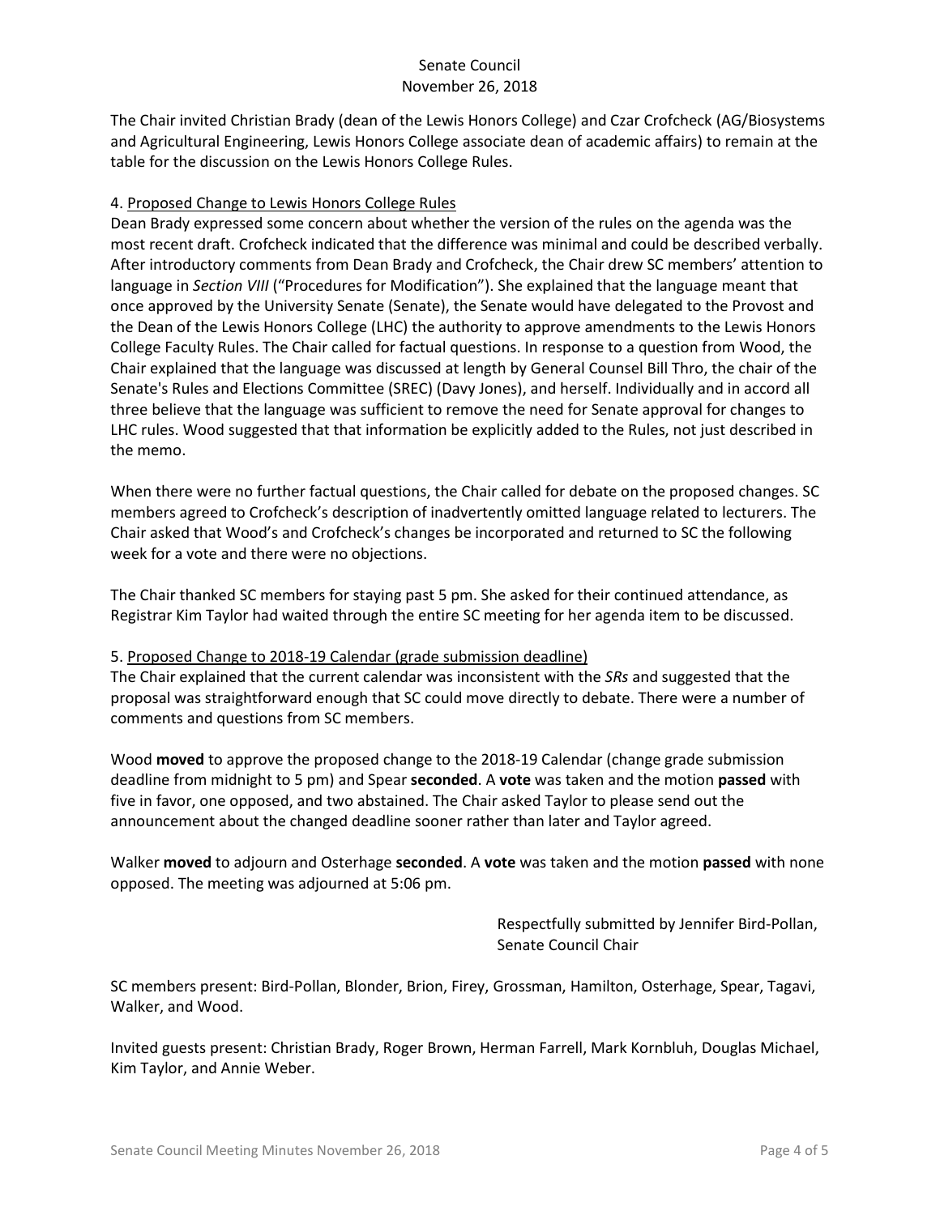The Chair invited Christian Brady (dean of the Lewis Honors College) and Czar Crofcheck (AG/Biosystems and Agricultural Engineering, Lewis Honors College associate dean of academic affairs) to remain at the table for the discussion on the Lewis Honors College Rules.

4. Proposed Change to Lewis Honors College Rules

Dean Brady expressed some concern about whether the version of the rules on the agenda was the most recent draft. Crofcheck indicated that the difference was minimal and could be described verbally. After introductory comments from Dean Brady and Crofcheck, the Chair drew SC members' attention to language in *Section VIII* ("Procedures for Modification"). She explained that the language meant that once approved by the University Senate (Senate), the Senate would have delegated to the Provost and the Dean of the Lewis Honors College (LHC) the authority to approve amendments to the Lewis Honors College Faculty Rules. The Chair called for factual questions. In response to a question from Wood, the Chair explained that the language was discussed at length by General Counsel Bill Thro, the chair of the Senate's Rules and Elections Committee (SREC) (Davy Jones), and herself. Individually and in accord all three believe that the language was sufficient to remove the need for Senate approval for changes to LHC rules. Wood suggested that that information be explicitly added to the Rules, not just described in the memo.

When there were no further factual questions, the Chair called for debate on the proposed changes. SC members agreed to Crofcheck's description of inadvertently omitted language related to lecturers. The Chair asked that Wood's and Crofcheck's changes be incorporated and returned to SC the following week for a vote and there were no objections.

The Chair thanked SC members for staying past 5 pm. She asked for their continued attendance, as Registrar Kim Taylor had waited through the entire SC meeting for her agenda item to be discussed.

5. Proposed Change to 2018-19 Calendar (grade submission deadline)

The Chair explained that the current calendar was inconsistent with the *SRs* and suggested that the proposal was straightforward enough that SC could move directly to debate. There were a number of comments and questions from SC members.

Wood **moved** to approve the proposed change to the 2018-19 Calendar (change grade submission deadline from midnight to 5 pm) and Spear **seconded**. A **vote** was taken and the motion **passed** with five in favor, one opposed, and two abstained. The Chair asked Taylor to please send out the announcement about the changed deadline sooner rather than later and Taylor agreed.

Walker **moved** to adjourn and Osterhage **seconded**. A **vote** was taken and the motion **passed** with none opposed. The meeting was adjourned at 5:06 pm.

Respectfully submitted by Jennifer Bird-Pollan,
Senate Council Chair

SC members present: Bird-Pollan, Blonder, Brion, Firey, Grossman, Hamilton, Osterhage, Spear, Tagavi, Walker, and Wood.

Invited guests present: Christian Brady, Roger Brown, Herman Farrell, Mark Kornbluh, Douglas Michael, Kim Taylor, and Annie Weber.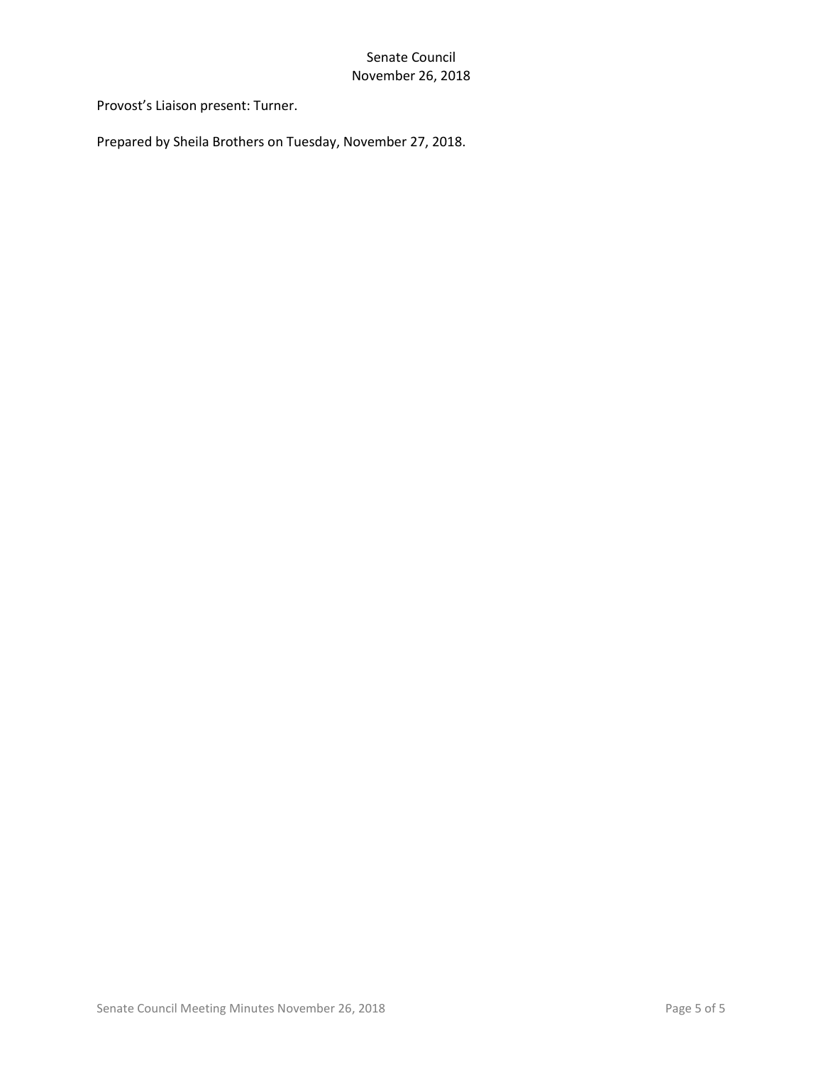Provost's Liaison present: Turner.

Prepared by Sheila Brothers on Tuesday, November 27, 2018.